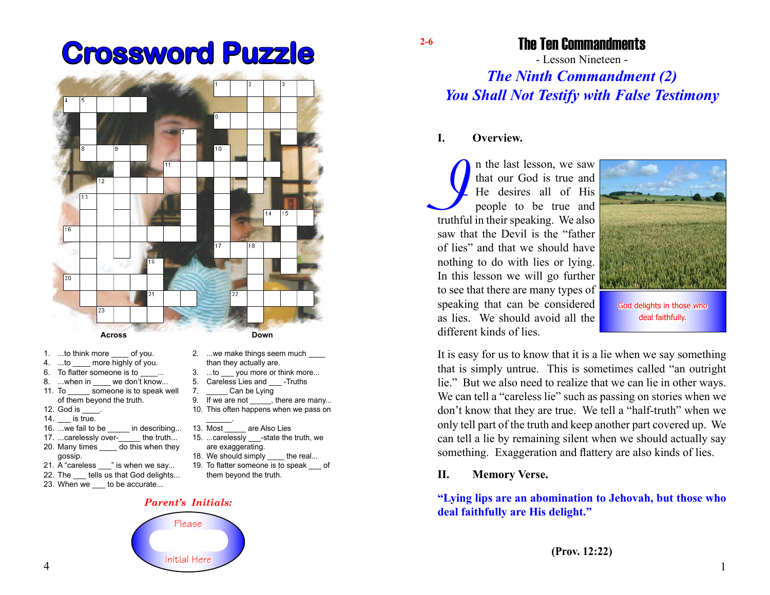# Crossword Puzzle

**Across**

1. ...to think more ____ of you.
4. ...to ____ more highly of you.
6. To flatter someone is to ____...
8. ...when in ____ we don't know...
11. To _____ someone is to speak well of them beyond the truth.
12. God is ____.
14. ___ is true.
16. ...we fail to be _____ in describing...
17. ...carelessly over-_____ the truth...
20. Many times ____ do this when they gossip.
21. A "careless ___" is when we say...
22. The ___ tells us that God delights...
23. When we ___ to be accurate...

**Down**

2. ...we make things seem much ____ than they actually are.
3. ...to ___ you more or think more...
5. Careless Lies and ___ -Truths
7. _____ Can be Lying
9. If we are not _____, there are many...
10. This often happens when we pass on ______.
13. Most _____ are Also Lies
15. ...carelessly ___-state the truth, we are exaggerating.
18. We should simply ____ the real...
19. To flatter someone is to speak ___ of them beyond the truth.

*Parent's Initials:*

Please

Initial Here

2-6

# The Ten Commandments

- Lesson Nineteen -

## *The Ninth Commandment (2)*
## *You Shall Not Testify with False Testimony*

### I. Overview.

In the last lesson, we saw that our God is true and He desires all of His people to be true and truthful in their speaking. We also saw that the Devil is the "father of lies" and that we should have nothing to do with lies or lying. In this lesson we will go further to see that there are many types of speaking that can be considered as lies. We should avoid all the different kinds of lies.

God delights in those who deal faithfully.

It is easy for us to know that it is a lie when we say something that is simply untrue. This is sometimes called "an outright lie." But we also need to realize that we can lie in other ways. We can tell a "careless lie" such as passing on stories when we don't know that they are true. We tell a "half-truth" when we only tell part of the truth and keep another part covered up. We can tell a lie by remaining silent when we should actually say something. Exaggeration and flattery are also kinds of lies.

### II. Memory Verse.

**"Lying lips are an abomination to Jehovah, but those who deal faithfully are His delight."**

**(Prov. 12:22)**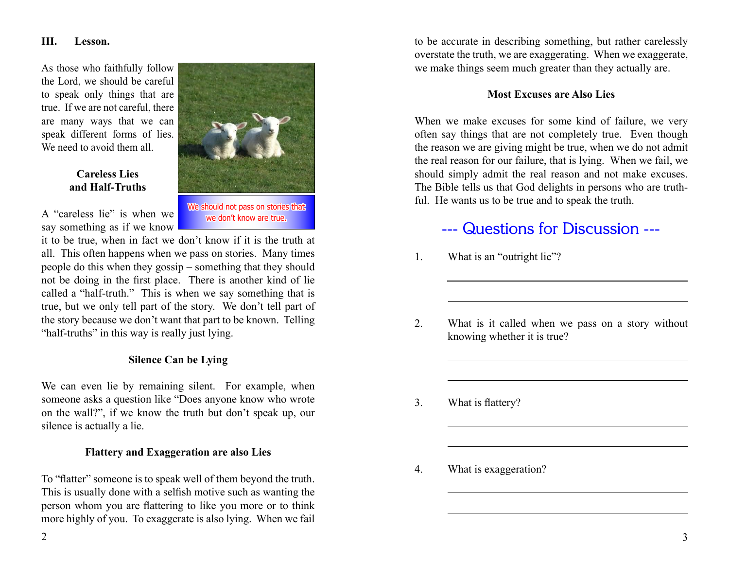### III. Lesson.

As those who faithfully follow the Lord, we should be careful to speak only things that are true. If we are not careful, there are many ways that we can speak different forms of lies. We need to avoid them all.

We should not pass on stories that we don't know are true.

**Careless Lies and Half-Truths**

A "careless lie" is when we say something as if we know it to be true, when in fact we don't know if it is the truth at all. This often happens when we pass on stories. Many times people do this when they gossip – something that they should not be doing in the first place. There is another kind of lie called a "half-truth." This is when we say something that is true, but we only tell part of the story. We don't tell part of the story because we don't want that part to be known. Telling "half-truths" in this way is really just lying.

**Silence Can be Lying**

We can even lie by remaining silent. For example, when someone asks a question like "Does anyone know who wrote on the wall?", if we know the truth but don't speak up, our silence is actually a lie.

**Flattery and Exaggeration are also Lies**

To "flatter" someone is to speak well of them beyond the truth. This is usually done with a selfish motive such as wanting the person whom you are flattering to like you more or to think more highly of you. To exaggerate is also lying. When we fail to be accurate in describing something, but rather carelessly overstate the truth, we are exaggerating. When we exaggerate, we make things seem much greater than they actually are.

**Most Excuses are Also Lies**

When we make excuses for some kind of failure, we very often say things that are not completely true. Even though the reason we are giving might be true, when we do not admit the real reason for our failure, that is lying. When we fail, we should simply admit the real reason and not make excuses. The Bible tells us that God delights in persons who are truthful. He wants us to be true and to speak the truth.

## --- Questions for Discussion ---

1. What is an "outright lie"?

______________________________

______________________________

2. What is it called when we pass on a story without knowing whether it is true?

______________________________

______________________________

3. What is flattery?

______________________________

______________________________

4. What is exaggeration?

______________________________

______________________________